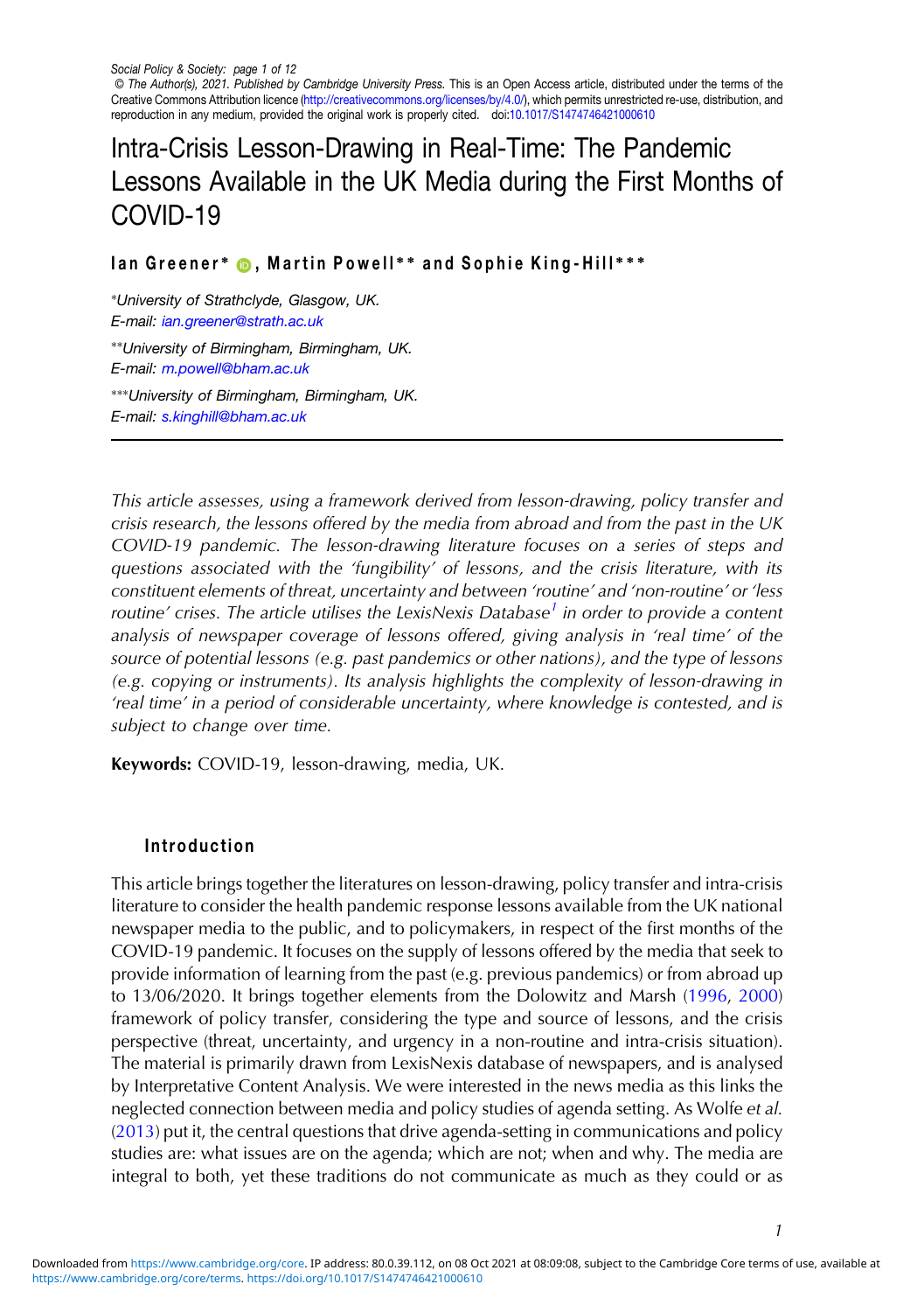Social Policy & Society: page 1 of 12
© The Author(s), 2021. Published by Cambridge University Press. This is an Open Access article, distributed under the terms of the Creative Commons Attribution licence (http://creativecommons.org/licenses/by/4.0/), which permits unrestricted re-use, distribution, and reproduction in any medium, provided the original work is properly cited. doi:10.1017/S1474746421000610

# Intra-Crisis Lesson-Drawing in Real-Time: The Pandemic Lessons Available in the UK Media during the First Months of COVID-19

**Ian Greener*, Martin Powell** and Sophie King-Hill*****

*University of Strathclyde, Glasgow, UK.
E-mail: ian.greener@strath.ac.uk

**University of Birmingham, Birmingham, UK.
E-mail: m.powell@bham.ac.uk

***University of Birmingham, Birmingham, UK.
E-mail: s.kinghill@bham.ac.uk

*This article assesses, using a framework derived from lesson-drawing, policy transfer and crisis research, the lessons offered by the media from abroad and from the past in the UK COVID-19 pandemic. The lesson-drawing literature focuses on a series of steps and questions associated with the 'fungibility' of lessons, and the crisis literature, with its constituent elements of threat, uncertainty and between 'routine' and 'non-routine' or 'less routine' crises. The article utilises the LexisNexis Database[1] in order to provide a content analysis of newspaper coverage of lessons offered, giving analysis in 'real time' of the source of potential lessons (e.g. past pandemics or other nations), and the type of lessons (e.g. copying or instruments). Its analysis highlights the complexity of lesson-drawing in 'real time' in a period of considerable uncertainty, where knowledge is contested, and is subject to change over time.*

**Keywords:** COVID-19, lesson-drawing, media, UK.

## Introduction

This article brings together the literatures on lesson-drawing, policy transfer and intra-crisis literature to consider the health pandemic response lessons available from the UK national newspaper media to the public, and to policymakers, in respect of the first months of the COVID-19 pandemic. It focuses on the supply of lessons offered by the media that seek to provide information of learning from the past (e.g. previous pandemics) or from abroad up to 13/06/2020. It brings together elements from the Dolowitz and Marsh (1996, 2000) framework of policy transfer, considering the type and source of lessons, and the crisis perspective (threat, uncertainty, and urgency in a non-routine and intra-crisis situation). The material is primarily drawn from LexisNexis database of newspapers, and is analysed by Interpretative Content Analysis. We were interested in the news media as this links the neglected connection between media and policy studies of agenda setting. As Wolfe *et al.* (2013) put it, the central questions that drive agenda-setting in communications and policy studies are: what issues are on the agenda; which are not; when and why. The media are integral to both, yet these traditions do not communicate as much as they could or as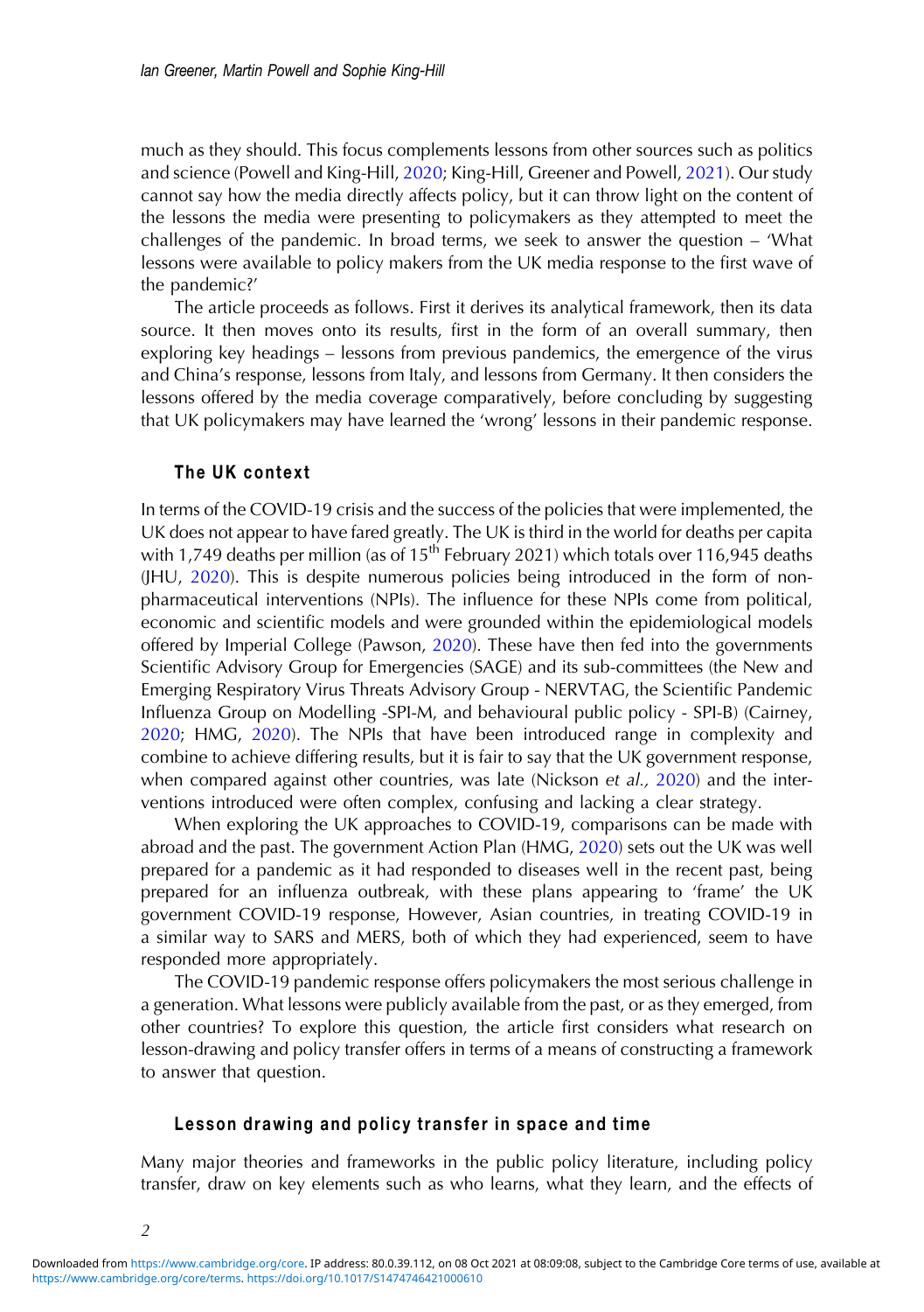much as they should. This focus complements lessons from other sources such as politics and science (Powell and King-Hill, 2020; King-Hill, Greener and Powell, 2021). Our study cannot say how the media directly affects policy, but it can throw light on the content of the lessons the media were presenting to policymakers as they attempted to meet the challenges of the pandemic. In broad terms, we seek to answer the question – 'What lessons were available to policy makers from the UK media response to the first wave of the pandemic?'

The article proceeds as follows. First it derives its analytical framework, then its data source. It then moves onto its results, first in the form of an overall summary, then exploring key headings – lessons from previous pandemics, the emergence of the virus and China's response, lessons from Italy, and lessons from Germany. It then considers the lessons offered by the media coverage comparatively, before concluding by suggesting that UK policymakers may have learned the 'wrong' lessons in their pandemic response.

## The UK context

In terms of the COVID-19 crisis and the success of the policies that were implemented, the UK does not appear to have fared greatly. The UK is third in the world for deaths per capita with 1,749 deaths per million (as of 15th February 2021) which totals over 116,945 deaths (JHU, 2020). This is despite numerous policies being introduced in the form of non-pharmaceutical interventions (NPIs). The influence for these NPIs come from political, economic and scientific models and were grounded within the epidemiological models offered by Imperial College (Pawson, 2020). These have then fed into the governments Scientific Advisory Group for Emergencies (SAGE) and its sub-committees (the New and Emerging Respiratory Virus Threats Advisory Group - NERVTAG, the Scientific Pandemic Influenza Group on Modelling -SPI-M, and behavioural public policy - SPI-B) (Cairney, 2020; HMG, 2020). The NPIs that have been introduced range in complexity and combine to achieve differing results, but it is fair to say that the UK government response, when compared against other countries, was late (Nickson *et al.,* 2020) and the interventions introduced were often complex, confusing and lacking a clear strategy.

When exploring the UK approaches to COVID-19, comparisons can be made with abroad and the past. The government Action Plan (HMG, 2020) sets out the UK was well prepared for a pandemic as it had responded to diseases well in the recent past, being prepared for an influenza outbreak, with these plans appearing to 'frame' the UK government COVID-19 response, However, Asian countries, in treating COVID-19 in a similar way to SARS and MERS, both of which they had experienced, seem to have responded more appropriately.

The COVID-19 pandemic response offers policymakers the most serious challenge in a generation. What lessons were publicly available from the past, or as they emerged, from other countries? To explore this question, the article first considers what research on lesson-drawing and policy transfer offers in terms of a means of constructing a framework to answer that question.

## Lesson drawing and policy transfer in space and time

Many major theories and frameworks in the public policy literature, including policy transfer, draw on key elements such as who learns, what they learn, and the effects of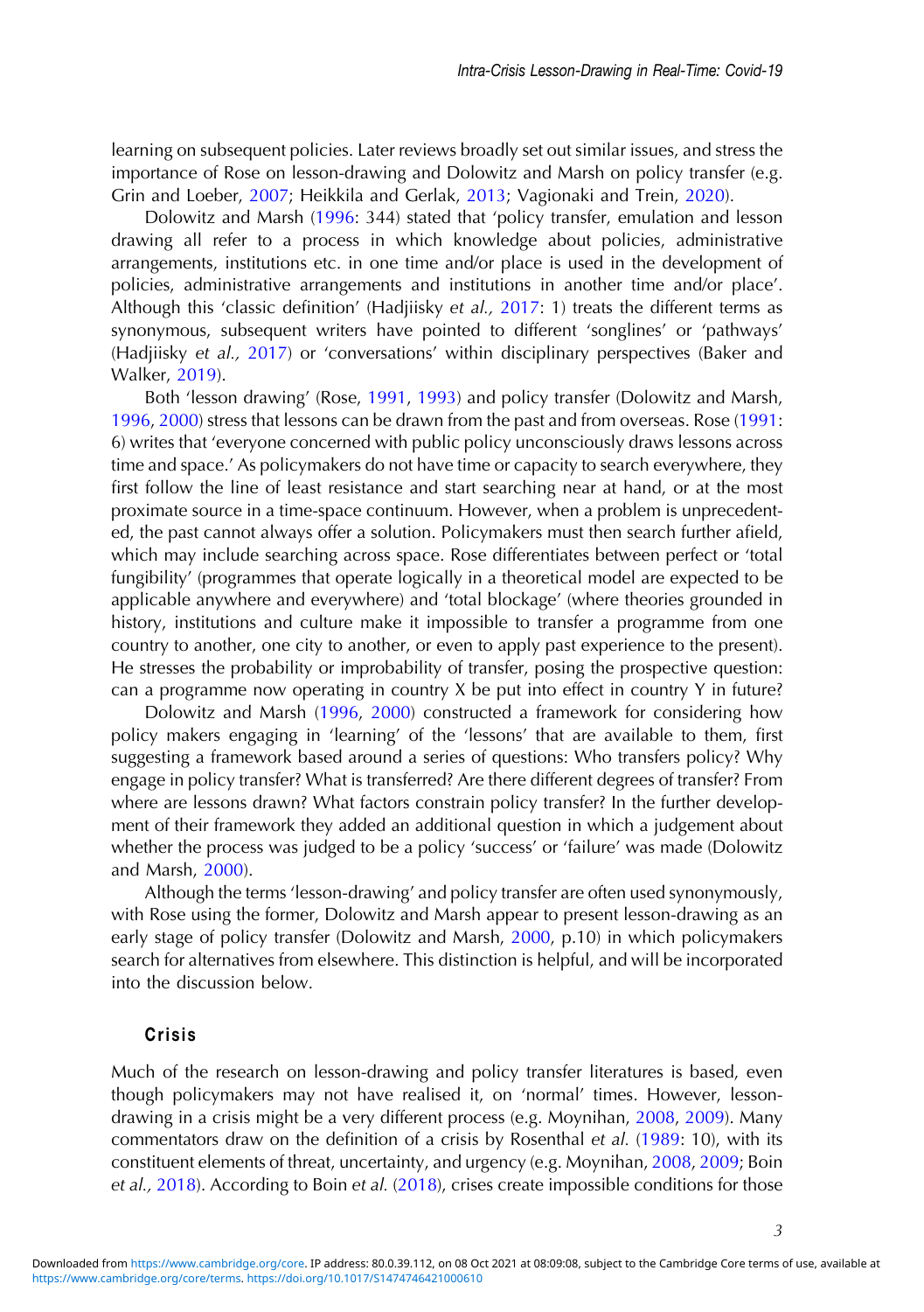learning on subsequent policies. Later reviews broadly set out similar issues, and stress the importance of Rose on lesson-drawing and Dolowitz and Marsh on policy transfer (e.g. Grin and Loeber, 2007; Heikkila and Gerlak, 2013; Vagionaki and Trein, 2020).

Dolowitz and Marsh (1996: 344) stated that 'policy transfer, emulation and lesson drawing all refer to a process in which knowledge about policies, administrative arrangements, institutions etc. in one time and/or place is used in the development of policies, administrative arrangements and institutions in another time and/or place'. Although this 'classic definition' (Hadjiisky *et al.,* 2017: 1) treats the different terms as synonymous, subsequent writers have pointed to different 'songlines' or 'pathways' (Hadjiisky *et al.,* 2017) or 'conversations' within disciplinary perspectives (Baker and Walker, 2019).

Both 'lesson drawing' (Rose, 1991, 1993) and policy transfer (Dolowitz and Marsh, 1996, 2000) stress that lessons can be drawn from the past and from overseas. Rose (1991: 6) writes that 'everyone concerned with public policy unconsciously draws lessons across time and space.' As policymakers do not have time or capacity to search everywhere, they first follow the line of least resistance and start searching near at hand, or at the most proximate source in a time-space continuum. However, when a problem is unprecedented, the past cannot always offer a solution. Policymakers must then search further afield, which may include searching across space. Rose differentiates between perfect or 'total fungibility' (programmes that operate logically in a theoretical model are expected to be applicable anywhere and everywhere) and 'total blockage' (where theories grounded in history, institutions and culture make it impossible to transfer a programme from one country to another, one city to another, or even to apply past experience to the present). He stresses the probability or improbability of transfer, posing the prospective question: can a programme now operating in country X be put into effect in country Y in future?

Dolowitz and Marsh (1996, 2000) constructed a framework for considering how policy makers engaging in 'learning' of the 'lessons' that are available to them, first suggesting a framework based around a series of questions: Who transfers policy? Why engage in policy transfer? What is transferred? Are there different degrees of transfer? From where are lessons drawn? What factors constrain policy transfer? In the further development of their framework they added an additional question in which a judgement about whether the process was judged to be a policy 'success' or 'failure' was made (Dolowitz and Marsh, 2000).

Although the terms 'lesson-drawing' and policy transfer are often used synonymously, with Rose using the former, Dolowitz and Marsh appear to present lesson-drawing as an early stage of policy transfer (Dolowitz and Marsh, 2000, p.10) in which policymakers search for alternatives from elsewhere. This distinction is helpful, and will be incorporated into the discussion below.

## Crisis

Much of the research on lesson-drawing and policy transfer literatures is based, even though policymakers may not have realised it, on 'normal' times. However, lesson-drawing in a crisis might be a very different process (e.g. Moynihan, 2008, 2009). Many commentators draw on the definition of a crisis by Rosenthal *et al.* (1989: 10), with its constituent elements of threat, uncertainty, and urgency (e.g. Moynihan, 2008, 2009; Boin *et al.,* 2018). According to Boin *et al.* (2018), crises create impossible conditions for those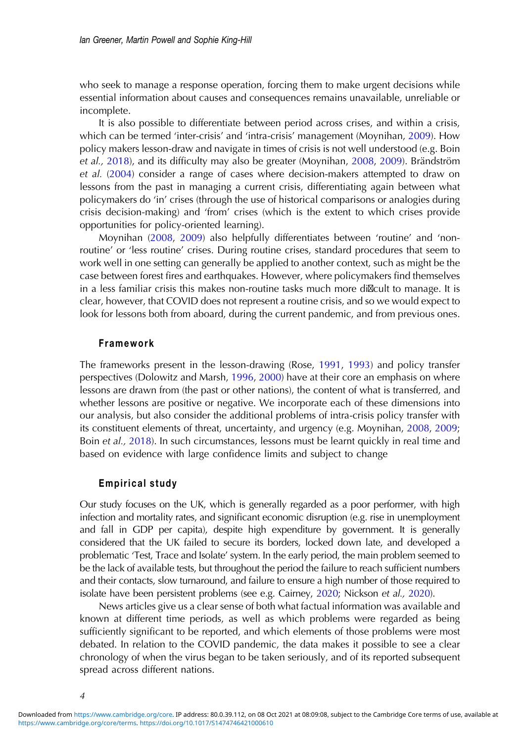who seek to manage a response operation, forcing them to make urgent decisions while essential information about causes and consequences remains unavailable, unreliable or incomplete.

It is also possible to differentiate between period across crises, and within a crisis, which can be termed 'inter-crisis' and 'intra-crisis' management (Moynihan, 2009). How policy makers lesson-draw and navigate in times of crisis is not well understood (e.g. Boin *et al.,* 2018), and its difficulty may also be greater (Moynihan, 2008, 2009). Brändström *et al.* (2004) consider a range of cases where decision-makers attempted to draw on lessons from the past in managing a current crisis, differentiating again between what policymakers do 'in' crises (through the use of historical comparisons or analogies during crisis decision-making) and 'from' crises (which is the extent to which crises provide opportunities for policy-oriented learning).

Moynihan (2008, 2009) also helpfully differentiates between 'routine' and 'non-routine' or 'less routine' crises. During routine crises, standard procedures that seem to work well in one setting can generally be applied to another context, such as might be the case between forest fires and earthquakes. However, where policymakers find themselves in a less familiar crisis this makes non-routine tasks much more difficult to manage. It is clear, however, that COVID does not represent a routine crisis, and so we would expect to look for lessons both from aboard, during the current pandemic, and from previous ones.

### Framework

The frameworks present in the lesson-drawing (Rose, 1991, 1993) and policy transfer perspectives (Dolowitz and Marsh, 1996, 2000) have at their core an emphasis on where lessons are drawn from (the past or other nations), the content of what is transferred, and whether lessons are positive or negative. We incorporate each of these dimensions into our analysis, but also consider the additional problems of intra-crisis policy transfer with its constituent elements of threat, uncertainty, and urgency (e.g. Moynihan, 2008, 2009; Boin *et al.,* 2018). In such circumstances, lessons must be learnt quickly in real time and based on evidence with large confidence limits and subject to change

### Empirical study

Our study focuses on the UK, which is generally regarded as a poor performer, with high infection and mortality rates, and significant economic disruption (e.g. rise in unemployment and fall in GDP per capita), despite high expenditure by government. It is generally considered that the UK failed to secure its borders, locked down late, and developed a problematic 'Test, Trace and Isolate' system. In the early period, the main problem seemed to be the lack of available tests, but throughout the period the failure to reach sufficient numbers and their contacts, slow turnaround, and failure to ensure a high number of those required to isolate have been persistent problems (see e.g. Cairney, 2020; Nickson *et al.,* 2020).

News articles give us a clear sense of both what factual information was available and known at different time periods, as well as which problems were regarded as being sufficiently significant to be reported, and which elements of those problems were most debated. In relation to the COVID pandemic, the data makes it possible to see a clear chronology of when the virus began to be taken seriously, and of its reported subsequent spread across different nations.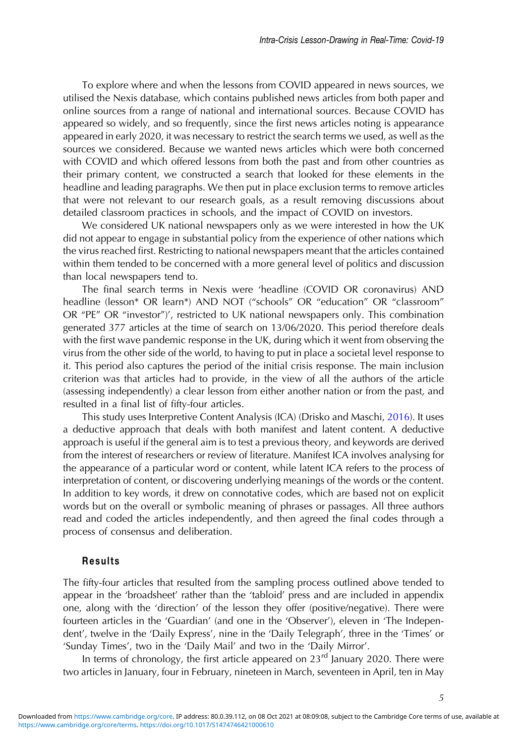To explore where and when the lessons from COVID appeared in news sources, we utilised the Nexis database, which contains published news articles from both paper and online sources from a range of national and international sources. Because COVID has appeared so widely, and so frequently, since the first news articles noting is appearance appeared in early 2020, it was necessary to restrict the search terms we used, as well as the sources we considered. Because we wanted news articles which were both concerned with COVID and which offered lessons from both the past and from other countries as their primary content, we constructed a search that looked for these elements in the headline and leading paragraphs. We then put in place exclusion terms to remove articles that were not relevant to our research goals, as a result removing discussions about detailed classroom practices in schools, and the impact of COVID on investors.

We considered UK national newspapers only as we were interested in how the UK did not appear to engage in substantial policy from the experience of other nations which the virus reached first. Restricting to national newspapers meant that the articles contained within them tended to be concerned with a more general level of politics and discussion than local newspapers tend to.

The final search terms in Nexis were 'headline (COVID OR coronavirus) AND headline (lesson* OR learn*) AND NOT ("schools" OR "education" OR "classroom" OR "PE" OR "investor")', restricted to UK national newspapers only. This combination generated 377 articles at the time of search on 13/06/2020. This period therefore deals with the first wave pandemic response in the UK, during which it went from observing the virus from the other side of the world, to having to put in place a societal level response to it. This period also captures the period of the initial crisis response. The main inclusion criterion was that articles had to provide, in the view of all the authors of the article (assessing independently) a clear lesson from either another nation or from the past, and resulted in a final list of fifty-four articles.

This study uses Interpretive Content Analysis (ICA) (Drisko and Maschi, 2016). It uses a deductive approach that deals with both manifest and latent content. A deductive approach is useful if the general aim is to test a previous theory, and keywords are derived from the interest of researchers or review of literature. Manifest ICA involves analysing for the appearance of a particular word or content, while latent ICA refers to the process of interpretation of content, or discovering underlying meanings of the words or the content. In addition to key words, it drew on connotative codes, which are based not on explicit words but on the overall or symbolic meaning of phrases or passages. All three authors read and coded the articles independently, and then agreed the final codes through a process of consensus and deliberation.

## Results

The fifty-four articles that resulted from the sampling process outlined above tended to appear in the 'broadsheet' rather than the 'tabloid' press and are included in appendix one, along with the 'direction' of the lesson they offer (positive/negative). There were fourteen articles in the 'Guardian' (and one in the 'Observer'), eleven in 'The Independent', twelve in the 'Daily Express', nine in the 'Daily Telegraph', three in the 'Times' or 'Sunday Times', two in the 'Daily Mail' and two in the 'Daily Mirror'.

In terms of chronology, the first article appeared on 23rd January 2020. There were two articles in January, four in February, nineteen in March, seventeen in April, ten in May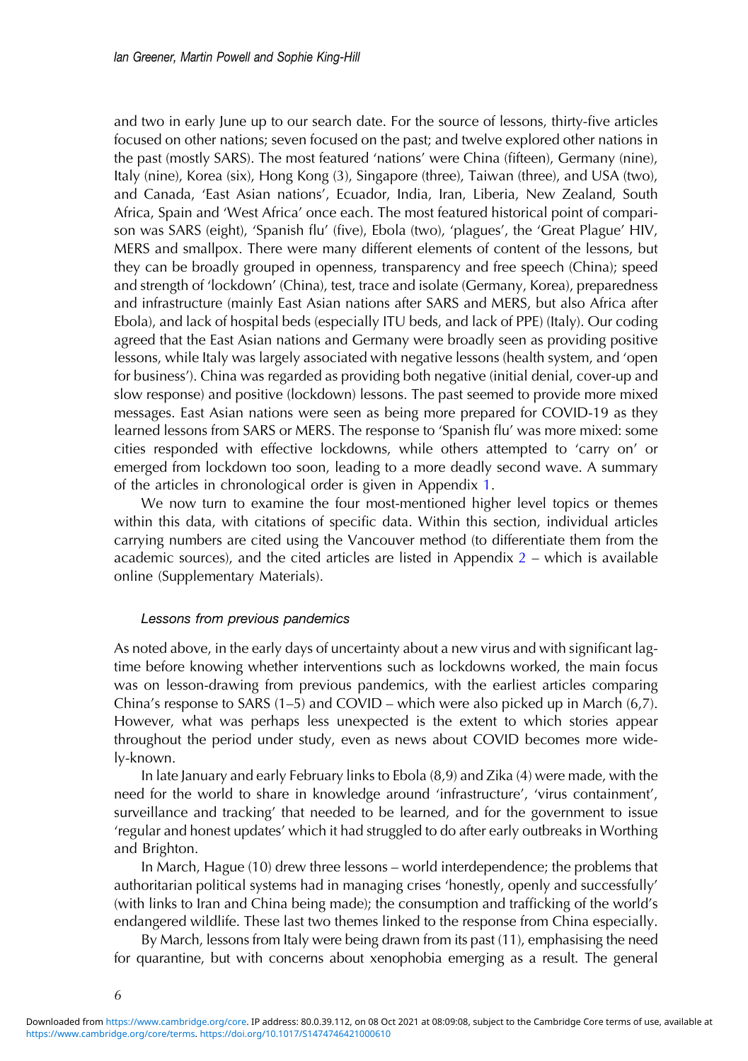and two in early June up to our search date. For the source of lessons, thirty-five articles focused on other nations; seven focused on the past; and twelve explored other nations in the past (mostly SARS). The most featured 'nations' were China (fifteen), Germany (nine), Italy (nine), Korea (six), Hong Kong (3), Singapore (three), Taiwan (three), and USA (two), and Canada, 'East Asian nations', Ecuador, India, Iran, Liberia, New Zealand, South Africa, Spain and 'West Africa' once each. The most featured historical point of comparison was SARS (eight), 'Spanish flu' (five), Ebola (two), 'plagues', the 'Great Plague' HIV, MERS and smallpox. There were many different elements of content of the lessons, but they can be broadly grouped in openness, transparency and free speech (China); speed and strength of 'lockdown' (China), test, trace and isolate (Germany, Korea), preparedness and infrastructure (mainly East Asian nations after SARS and MERS, but also Africa after Ebola), and lack of hospital beds (especially ITU beds, and lack of PPE) (Italy). Our coding agreed that the East Asian nations and Germany were broadly seen as providing positive lessons, while Italy was largely associated with negative lessons (health system, and 'open for business'). China was regarded as providing both negative (initial denial, cover-up and slow response) and positive (lockdown) lessons. The past seemed to provide more mixed messages. East Asian nations were seen as being more prepared for COVID-19 as they learned lessons from SARS or MERS. The response to 'Spanish flu' was more mixed: some cities responded with effective lockdowns, while others attempted to 'carry on' or emerged from lockdown too soon, leading to a more deadly second wave. A summary of the articles in chronological order is given in Appendix 1.

We now turn to examine the four most-mentioned higher level topics or themes within this data, with citations of specific data. Within this section, individual articles carrying numbers are cited using the Vancouver method (to differentiate them from the academic sources), and the cited articles are listed in Appendix 2 – which is available online (Supplementary Materials).

### *Lessons from previous pandemics*

As noted above, in the early days of uncertainty about a new virus and with significant lag-time before knowing whether interventions such as lockdowns worked, the main focus was on lesson-drawing from previous pandemics, with the earliest articles comparing China's response to SARS (1–5) and COVID – which were also picked up in March (6,7). However, what was perhaps less unexpected is the extent to which stories appear throughout the period under study, even as news about COVID becomes more widely-known.

In late January and early February links to Ebola (8,9) and Zika (4) were made, with the need for the world to share in knowledge around 'infrastructure', 'virus containment', surveillance and tracking' that needed to be learned, and for the government to issue 'regular and honest updates' which it had struggled to do after early outbreaks in Worthing and Brighton.

In March, Hague (10) drew three lessons – world interdependence; the problems that authoritarian political systems had in managing crises 'honestly, openly and successfully' (with links to Iran and China being made); the consumption and trafficking of the world's endangered wildlife. These last two themes linked to the response from China especially.

By March, lessons from Italy were being drawn from its past (11), emphasising the need for quarantine, but with concerns about xenophobia emerging as a result. The general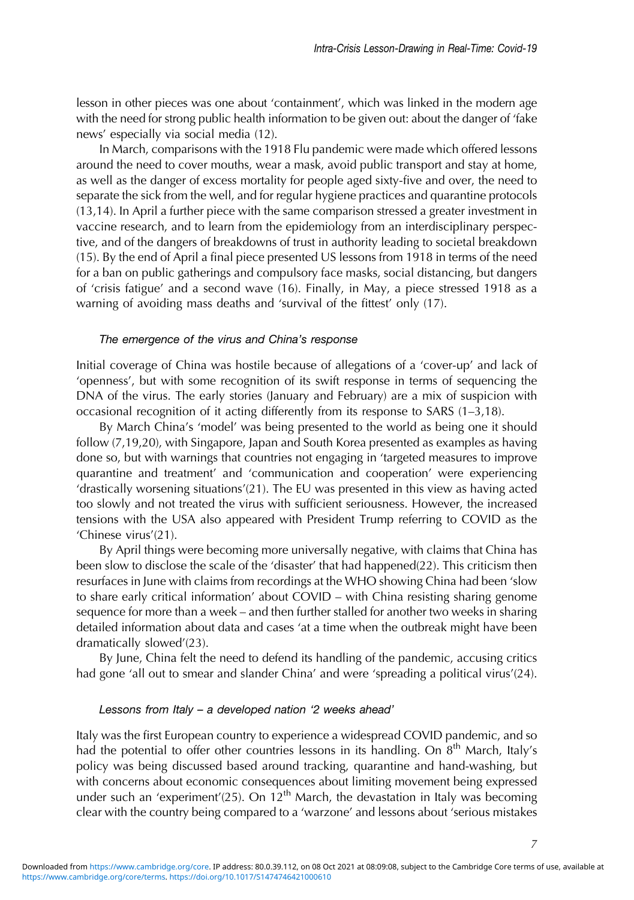lesson in other pieces was one about 'containment', which was linked in the modern age with the need for strong public health information to be given out: about the danger of 'fake news' especially via social media (12).

In March, comparisons with the 1918 Flu pandemic were made which offered lessons around the need to cover mouths, wear a mask, avoid public transport and stay at home, as well as the danger of excess mortality for people aged sixty-five and over, the need to separate the sick from the well, and for regular hygiene practices and quarantine protocols (13,14). In April a further piece with the same comparison stressed a greater investment in vaccine research, and to learn from the epidemiology from an interdisciplinary perspective, and of the dangers of breakdowns of trust in authority leading to societal breakdown (15). By the end of April a final piece presented US lessons from 1918 in terms of the need for a ban on public gatherings and compulsory face masks, social distancing, but dangers of 'crisis fatigue' and a second wave (16). Finally, in May, a piece stressed 1918 as a warning of avoiding mass deaths and 'survival of the fittest' only (17).

#### *The emergence of the virus and China's response*

Initial coverage of China was hostile because of allegations of a 'cover-up' and lack of 'openness', but with some recognition of its swift response in terms of sequencing the DNA of the virus. The early stories (January and February) are a mix of suspicion with occasional recognition of it acting differently from its response to SARS (1–3,18).

By March China's 'model' was being presented to the world as being one it should follow (7,19,20), with Singapore, Japan and South Korea presented as examples as having done so, but with warnings that countries not engaging in 'targeted measures to improve quarantine and treatment' and 'communication and cooperation' were experiencing 'drastically worsening situations'(21). The EU was presented in this view as having acted too slowly and not treated the virus with sufficient seriousness. However, the increased tensions with the USA also appeared with President Trump referring to COVID as the 'Chinese virus'(21).

By April things were becoming more universally negative, with claims that China has been slow to disclose the scale of the 'disaster' that had happened(22). This criticism then resurfaces in June with claims from recordings at the WHO showing China had been 'slow to share early critical information' about COVID – with China resisting sharing genome sequence for more than a week – and then further stalled for another two weeks in sharing detailed information about data and cases 'at a time when the outbreak might have been dramatically slowed'(23).

By June, China felt the need to defend its handling of the pandemic, accusing critics had gone 'all out to smear and slander China' and were 'spreading a political virus'(24).

#### *Lessons from Italy – a developed nation '2 weeks ahead'*

Italy was the first European country to experience a widespread COVID pandemic, and so had the potential to offer other countries lessons in its handling. On 8th March, Italy's policy was being discussed based around tracking, quarantine and hand-washing, but with concerns about economic consequences about limiting movement being expressed under such an 'experiment'(25). On 12th March, the devastation in Italy was becoming clear with the country being compared to a 'warzone' and lessons about 'serious mistakes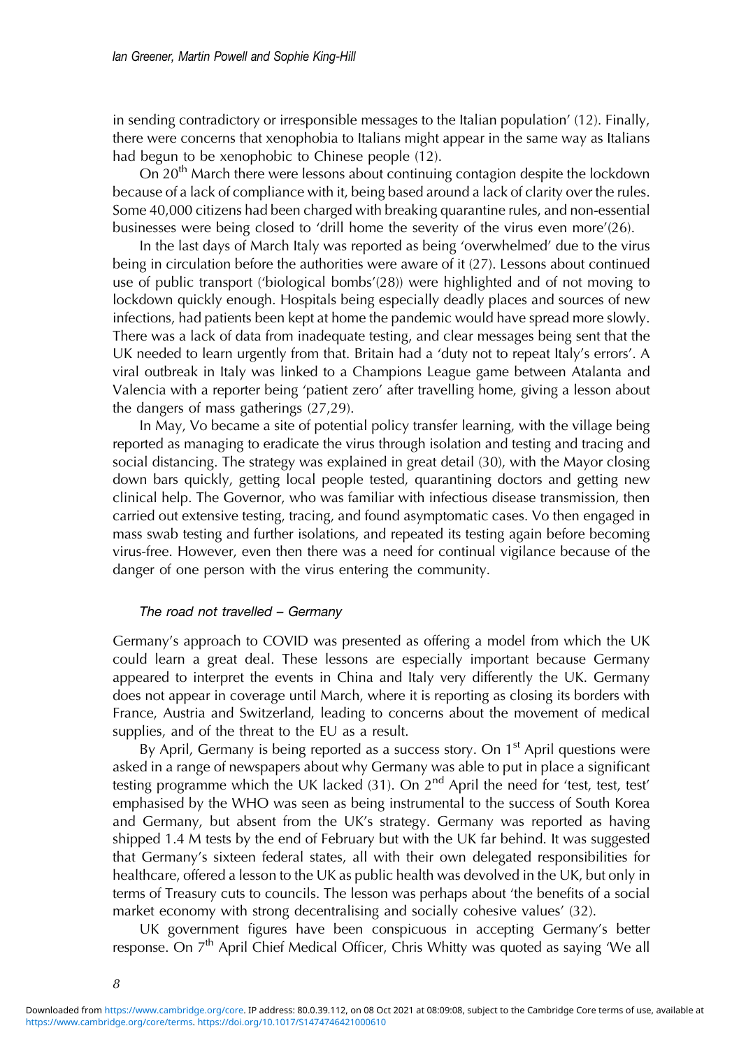in sending contradictory or irresponsible messages to the Italian population' (12). Finally, there were concerns that xenophobia to Italians might appear in the same way as Italians had begun to be xenophobic to Chinese people (12).

On 20th March there were lessons about continuing contagion despite the lockdown because of a lack of compliance with it, being based around a lack of clarity over the rules. Some 40,000 citizens had been charged with breaking quarantine rules, and non-essential businesses were being closed to 'drill home the severity of the virus even more'(26).

In the last days of March Italy was reported as being 'overwhelmed' due to the virus being in circulation before the authorities were aware of it (27). Lessons about continued use of public transport ('biological bombs'(28)) were highlighted and of not moving to lockdown quickly enough. Hospitals being especially deadly places and sources of new infections, had patients been kept at home the pandemic would have spread more slowly. There was a lack of data from inadequate testing, and clear messages being sent that the UK needed to learn urgently from that. Britain had a 'duty not to repeat Italy's errors'. A viral outbreak in Italy was linked to a Champions League game between Atalanta and Valencia with a reporter being 'patient zero' after travelling home, giving a lesson about the dangers of mass gatherings (27,29).

In May, Vo became a site of potential policy transfer learning, with the village being reported as managing to eradicate the virus through isolation and testing and tracing and social distancing. The strategy was explained in great detail (30), with the Mayor closing down bars quickly, getting local people tested, quarantining doctors and getting new clinical help. The Governor, who was familiar with infectious disease transmission, then carried out extensive testing, tracing, and found asymptomatic cases. Vo then engaged in mass swab testing and further isolations, and repeated its testing again before becoming virus-free. However, even then there was a need for continual vigilance because of the danger of one person with the virus entering the community.

### *The road not travelled – Germany*

Germany's approach to COVID was presented as offering a model from which the UK could learn a great deal. These lessons are especially important because Germany appeared to interpret the events in China and Italy very differently the UK. Germany does not appear in coverage until March, where it is reporting as closing its borders with France, Austria and Switzerland, leading to concerns about the movement of medical supplies, and of the threat to the EU as a result.

By April, Germany is being reported as a success story. On 1st April questions were asked in a range of newspapers about why Germany was able to put in place a significant testing programme which the UK lacked (31). On 2nd April the need for 'test, test, test' emphasised by the WHO was seen as being instrumental to the success of South Korea and Germany, but absent from the UK's strategy. Germany was reported as having shipped 1.4 M tests by the end of February but with the UK far behind. It was suggested that Germany's sixteen federal states, all with their own delegated responsibilities for healthcare, offered a lesson to the UK as public health was devolved in the UK, but only in terms of Treasury cuts to councils. The lesson was perhaps about 'the benefits of a social market economy with strong decentralising and socially cohesive values' (32).

UK government figures have been conspicuous in accepting Germany's better response. On 7th April Chief Medical Officer, Chris Whitty was quoted as saying 'We all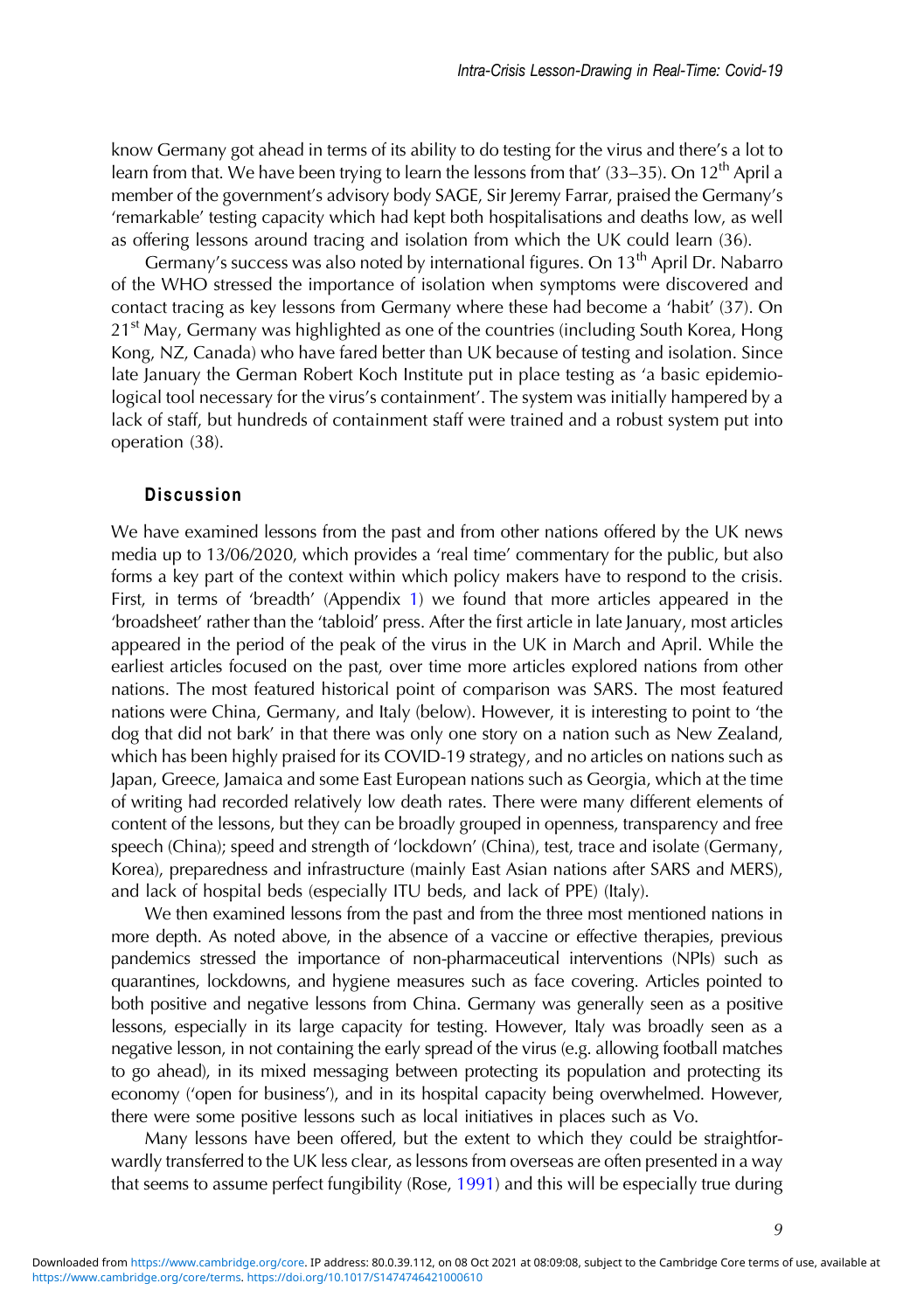know Germany got ahead in terms of its ability to do testing for the virus and there's a lot to learn from that. We have been trying to learn the lessons from that' (33–35). On 12th April a member of the government's advisory body SAGE, Sir Jeremy Farrar, praised the Germany's 'remarkable' testing capacity which had kept both hospitalisations and deaths low, as well as offering lessons around tracing and isolation from which the UK could learn (36).

Germany's success was also noted by international figures. On 13th April Dr. Nabarro of the WHO stressed the importance of isolation when symptoms were discovered and contact tracing as key lessons from Germany where these had become a 'habit' (37). On 21st May, Germany was highlighted as one of the countries (including South Korea, Hong Kong, NZ, Canada) who have fared better than UK because of testing and isolation. Since late January the German Robert Koch Institute put in place testing as 'a basic epidemiological tool necessary for the virus's containment'. The system was initially hampered by a lack of staff, but hundreds of containment staff were trained and a robust system put into operation (38).

## Discussion

We have examined lessons from the past and from other nations offered by the UK news media up to 13/06/2020, which provides a 'real time' commentary for the public, but also forms a key part of the context within which policy makers have to respond to the crisis. First, in terms of 'breadth' (Appendix 1) we found that more articles appeared in the 'broadsheet' rather than the 'tabloid' press. After the first article in late January, most articles appeared in the period of the peak of the virus in the UK in March and April. While the earliest articles focused on the past, over time more articles explored nations from other nations. The most featured historical point of comparison was SARS. The most featured nations were China, Germany, and Italy (below). However, it is interesting to point to 'the dog that did not bark' in that there was only one story on a nation such as New Zealand, which has been highly praised for its COVID-19 strategy, and no articles on nations such as Japan, Greece, Jamaica and some East European nations such as Georgia, which at the time of writing had recorded relatively low death rates. There were many different elements of content of the lessons, but they can be broadly grouped in openness, transparency and free speech (China); speed and strength of 'lockdown' (China), test, trace and isolate (Germany, Korea), preparedness and infrastructure (mainly East Asian nations after SARS and MERS), and lack of hospital beds (especially ITU beds, and lack of PPE) (Italy).

We then examined lessons from the past and from the three most mentioned nations in more depth. As noted above, in the absence of a vaccine or effective therapies, previous pandemics stressed the importance of non-pharmaceutical interventions (NPIs) such as quarantines, lockdowns, and hygiene measures such as face covering. Articles pointed to both positive and negative lessons from China. Germany was generally seen as a positive lessons, especially in its large capacity for testing. However, Italy was broadly seen as a negative lesson, in not containing the early spread of the virus (e.g. allowing football matches to go ahead), in its mixed messaging between protecting its population and protecting its economy ('open for business'), and in its hospital capacity being overwhelmed. However, there were some positive lessons such as local initiatives in places such as Vo.

Many lessons have been offered, but the extent to which they could be straightforwardly transferred to the UK less clear, as lessons from overseas are often presented in a way that seems to assume perfect fungibility (Rose, 1991) and this will be especially true during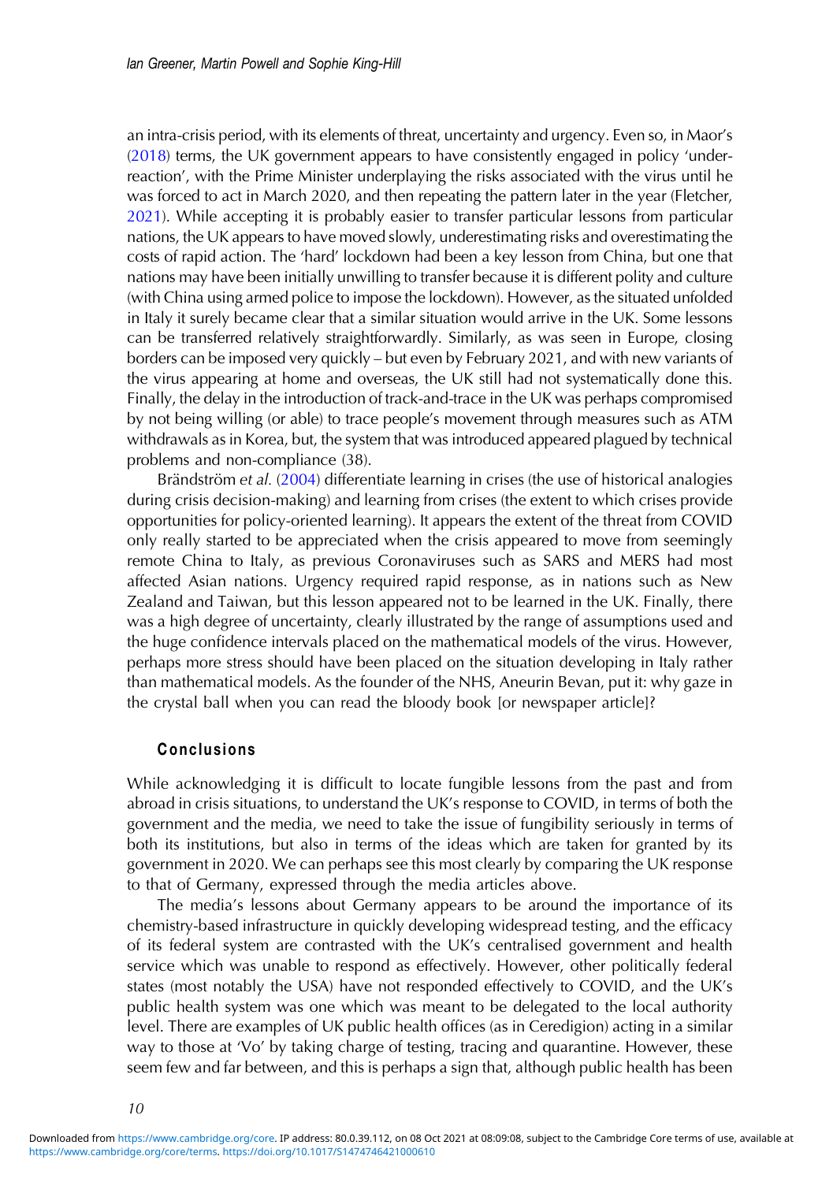an intra-crisis period, with its elements of threat, uncertainty and urgency. Even so, in Maor's (2018) terms, the UK government appears to have consistently engaged in policy 'under-reaction', with the Prime Minister underplaying the risks associated with the virus until he was forced to act in March 2020, and then repeating the pattern later in the year (Fletcher, 2021). While accepting it is probably easier to transfer particular lessons from particular nations, the UK appears to have moved slowly, underestimating risks and overestimating the costs of rapid action. The 'hard' lockdown had been a key lesson from China, but one that nations may have been initially unwilling to transfer because it is different polity and culture (with China using armed police to impose the lockdown). However, as the situated unfolded in Italy it surely became clear that a similar situation would arrive in the UK. Some lessons can be transferred relatively straightforwardly. Similarly, as was seen in Europe, closing borders can be imposed very quickly – but even by February 2021, and with new variants of the virus appearing at home and overseas, the UK still had not systematically done this. Finally, the delay in the introduction of track-and-trace in the UK was perhaps compromised by not being willing (or able) to trace people's movement through measures such as ATM withdrawals as in Korea, but, the system that was introduced appeared plagued by technical problems and non-compliance (38).

Brändström *et al.* (2004) differentiate learning in crises (the use of historical analogies during crisis decision-making) and learning from crises (the extent to which crises provide opportunities for policy-oriented learning). It appears the extent of the threat from COVID only really started to be appreciated when the crisis appeared to move from seemingly remote China to Italy, as previous Coronaviruses such as SARS and MERS had most affected Asian nations. Urgency required rapid response, as in nations such as New Zealand and Taiwan, but this lesson appeared not to be learned in the UK. Finally, there was a high degree of uncertainty, clearly illustrated by the range of assumptions used and the huge confidence intervals placed on the mathematical models of the virus. However, perhaps more stress should have been placed on the situation developing in Italy rather than mathematical models. As the founder of the NHS, Aneurin Bevan, put it: why gaze in the crystal ball when you can read the bloody book [or newspaper article]?

## Conclusions

While acknowledging it is difficult to locate fungible lessons from the past and from abroad in crisis situations, to understand the UK's response to COVID, in terms of both the government and the media, we need to take the issue of fungibility seriously in terms of both its institutions, but also in terms of the ideas which are taken for granted by its government in 2020. We can perhaps see this most clearly by comparing the UK response to that of Germany, expressed through the media articles above.

The media's lessons about Germany appears to be around the importance of its chemistry-based infrastructure in quickly developing widespread testing, and the efficacy of its federal system are contrasted with the UK's centralised government and health service which was unable to respond as effectively. However, other politically federal states (most notably the USA) have not responded effectively to COVID, and the UK's public health system was one which was meant to be delegated to the local authority level. There are examples of UK public health offices (as in Ceredigion) acting in a similar way to those at 'Vo' by taking charge of testing, tracing and quarantine. However, these seem few and far between, and this is perhaps a sign that, although public health has been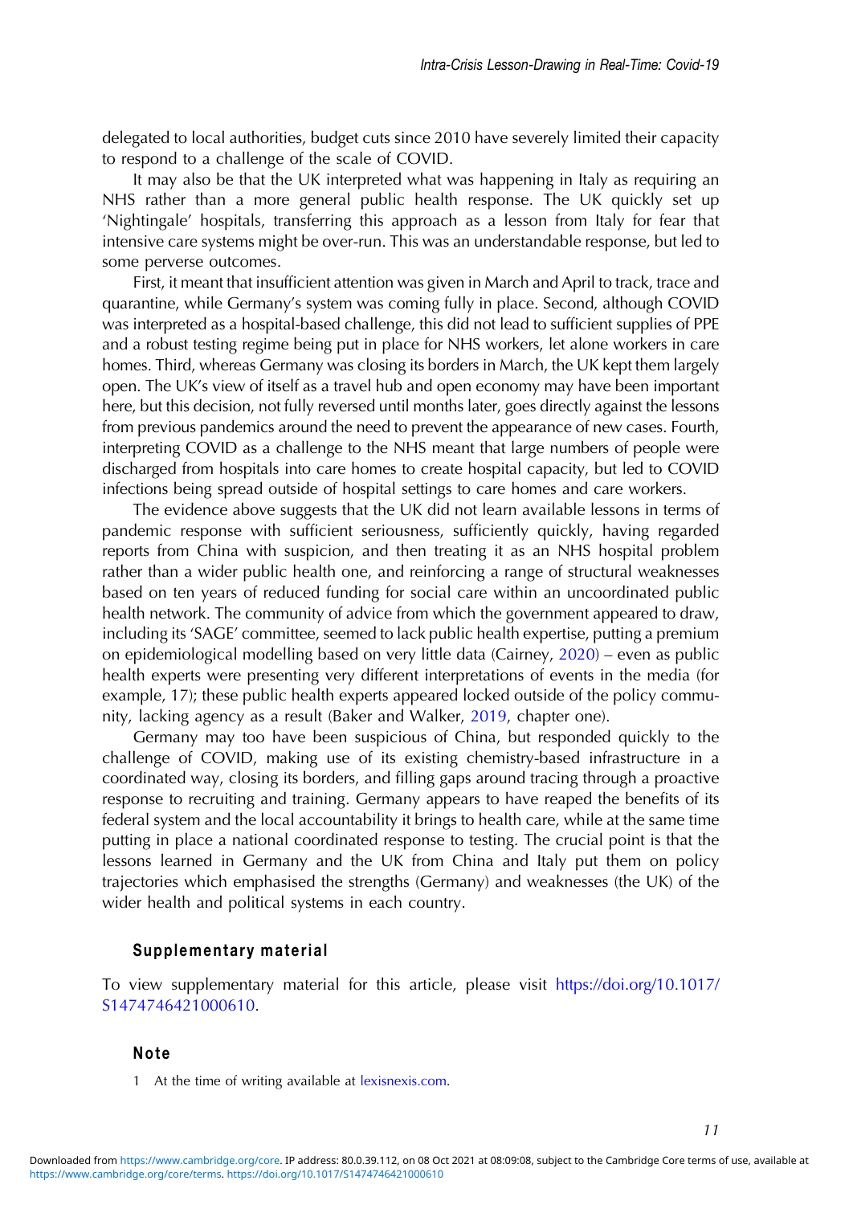delegated to local authorities, budget cuts since 2010 have severely limited their capacity to respond to a challenge of the scale of COVID.

It may also be that the UK interpreted what was happening in Italy as requiring an NHS rather than a more general public health response. The UK quickly set up 'Nightingale' hospitals, transferring this approach as a lesson from Italy for fear that intensive care systems might be over-run. This was an understandable response, but led to some perverse outcomes.

First, it meant that insufficient attention was given in March and April to track, trace and quarantine, while Germany's system was coming fully in place. Second, although COVID was interpreted as a hospital-based challenge, this did not lead to sufficient supplies of PPE and a robust testing regime being put in place for NHS workers, let alone workers in care homes. Third, whereas Germany was closing its borders in March, the UK kept them largely open. The UK's view of itself as a travel hub and open economy may have been important here, but this decision, not fully reversed until months later, goes directly against the lessons from previous pandemics around the need to prevent the appearance of new cases. Fourth, interpreting COVID as a challenge to the NHS meant that large numbers of people were discharged from hospitals into care homes to create hospital capacity, but led to COVID infections being spread outside of hospital settings to care homes and care workers.

The evidence above suggests that the UK did not learn available lessons in terms of pandemic response with sufficient seriousness, sufficiently quickly, having regarded reports from China with suspicion, and then treating it as an NHS hospital problem rather than a wider public health one, and reinforcing a range of structural weaknesses based on ten years of reduced funding for social care within an uncoordinated public health network. The community of advice from which the government appeared to draw, including its 'SAGE' committee, seemed to lack public health expertise, putting a premium on epidemiological modelling based on very little data (Cairney, 2020) – even as public health experts were presenting very different interpretations of events in the media (for example, 17); these public health experts appeared locked outside of the policy community, lacking agency as a result (Baker and Walker, 2019, chapter one).

Germany may too have been suspicious of China, but responded quickly to the challenge of COVID, making use of its existing chemistry-based infrastructure in a coordinated way, closing its borders, and filling gaps around tracing through a proactive response to recruiting and training. Germany appears to have reaped the benefits of its federal system and the local accountability it brings to health care, while at the same time putting in place a national coordinated response to testing. The crucial point is that the lessons learned in Germany and the UK from China and Italy put them on policy trajectories which emphasised the strengths (Germany) and weaknesses (the UK) of the wider health and political systems in each country.

## Supplementary material

To view supplementary material for this article, please visit https://doi.org/10.1017/S1474746421000610.

## Note

1 At the time of writing available at lexisnexis.com.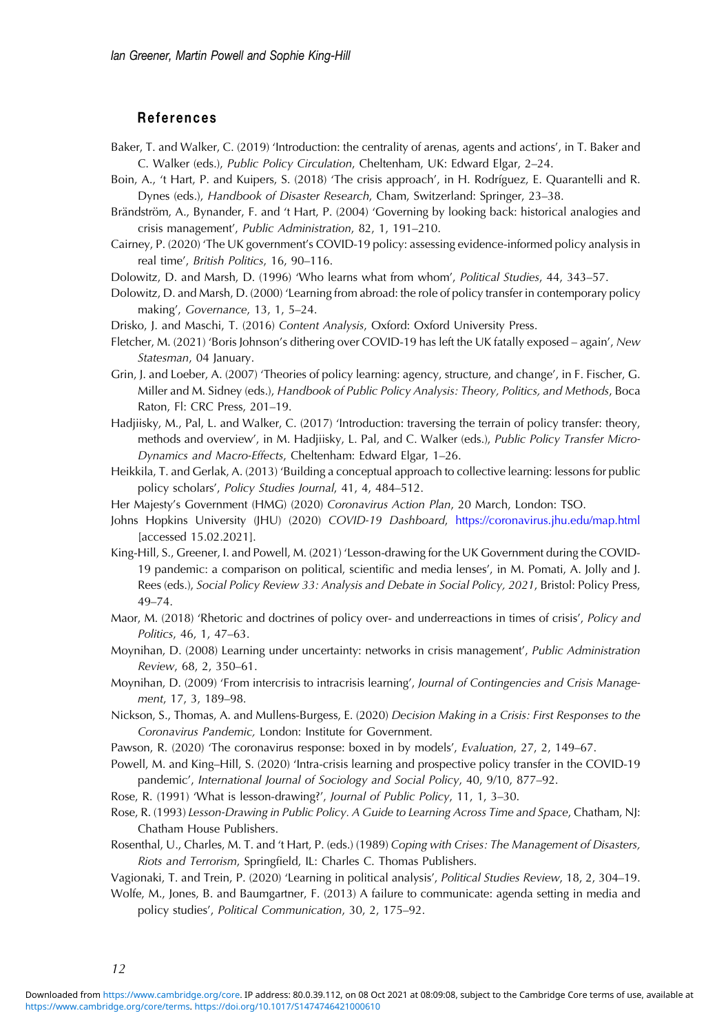## References

Baker, T. and Walker, C. (2019) 'Introduction: the centrality of arenas, agents and actions', in T. Baker and C. Walker (eds.), *Public Policy Circulation*, Cheltenham, UK: Edward Elgar, 2–24.

Boin, A., 't Hart, P. and Kuipers, S. (2018) 'The crisis approach', in H. Rodríguez, E. Quarantelli and R. Dynes (eds.), *Handbook of Disaster Research*, Cham, Switzerland: Springer, 23–38.

Brändström, A., Bynander, F. and 't Hart, P. (2004) 'Governing by looking back: historical analogies and crisis management', *Public Administration*, 82, 1, 191–210.

Cairney, P. (2020) 'The UK government's COVID-19 policy: assessing evidence-informed policy analysis in real time', *British Politics*, 16, 90–116.

Dolowitz, D. and Marsh, D. (1996) 'Who learns what from whom', *Political Studies*, 44, 343–57.

Dolowitz, D. and Marsh, D. (2000) 'Learning from abroad: the role of policy transfer in contemporary policy making', *Governance*, 13, 1, 5–24.

Drisko, J. and Maschi, T. (2016) *Content Analysis*, Oxford: Oxford University Press.

Fletcher, M. (2021) 'Boris Johnson's dithering over COVID-19 has left the UK fatally exposed – again', *New Statesman*, 04 January.

Grin, J. and Loeber, A. (2007) 'Theories of policy learning: agency, structure, and change', in F. Fischer, G. Miller and M. Sidney (eds.), *Handbook of Public Policy Analysis: Theory, Politics, and Methods*, Boca Raton, Fl: CRC Press, 201–19.

Hadjiisky, M., Pal, L. and Walker, C. (2017) 'Introduction: traversing the terrain of policy transfer: theory, methods and overview', in M. Hadjiisky, L. Pal, and C. Walker (eds.), *Public Policy Transfer Micro-Dynamics and Macro-Effects*, Cheltenham: Edward Elgar, 1–26.

Heikkila, T. and Gerlak, A. (2013) 'Building a conceptual approach to collective learning: lessons for public policy scholars', *Policy Studies Journal*, 41, 4, 484–512.

Her Majesty's Government (HMG) (2020) *Coronavirus Action Plan*, 20 March, London: TSO.

Johns Hopkins University (JHU) (2020) *COVID-19 Dashboard*, https://coronavirus.jhu.edu/map.html [accessed 15.02.2021].

King-Hill, S., Greener, I. and Powell, M. (2021) 'Lesson-drawing for the UK Government during the COVID-19 pandemic: a comparison on political, scientific and media lenses', in M. Pomati, A. Jolly and J. Rees (eds.), *Social Policy Review 33: Analysis and Debate in Social Policy, 2021*, Bristol: Policy Press, 49–74.

Maor, M. (2018) 'Rhetoric and doctrines of policy over- and underreactions in times of crisis', *Policy and Politics*, 46, 1, 47–63.

Moynihan, D. (2008) Learning under uncertainty: networks in crisis management', *Public Administration Review*, 68, 2, 350–61.

Moynihan, D. (2009) 'From intercrisis to intracrisis learning', *Journal of Contingencies and Crisis Management*, 17, 3, 189–98.

Nickson, S., Thomas, A. and Mullens-Burgess, E. (2020) *Decision Making in a Crisis: First Responses to the Coronavirus Pandemic,* London: Institute for Government.

Pawson, R. (2020) 'The coronavirus response: boxed in by models', *Evaluation*, 27, 2, 149–67.

Powell, M. and King–Hill, S. (2020) 'Intra-crisis learning and prospective policy transfer in the COVID-19 pandemic', *International Journal of Sociology and Social Policy*, 40, 9/10, 877–92.

Rose, R. (1991) 'What is lesson-drawing?', *Journal of Public Policy*, 11, 1, 3–30.

Rose, R. (1993) *Lesson-Drawing in Public Policy. A Guide to Learning Across Time and Space*, Chatham, NJ: Chatham House Publishers.

Rosenthal, U., Charles, M. T. and 't Hart, P. (eds.) (1989) *Coping with Crises: The Management of Disasters, Riots and Terrorism*, Springfield, IL: Charles C. Thomas Publishers.

Vagionaki, T. and Trein, P. (2020) 'Learning in political analysis', *Political Studies Review*, 18, 2, 304–19.

Wolfe, M., Jones, B. and Baumgartner, F. (2013) A failure to communicate: agenda setting in media and policy studies', *Political Communication*, 30, 2, 175–92.